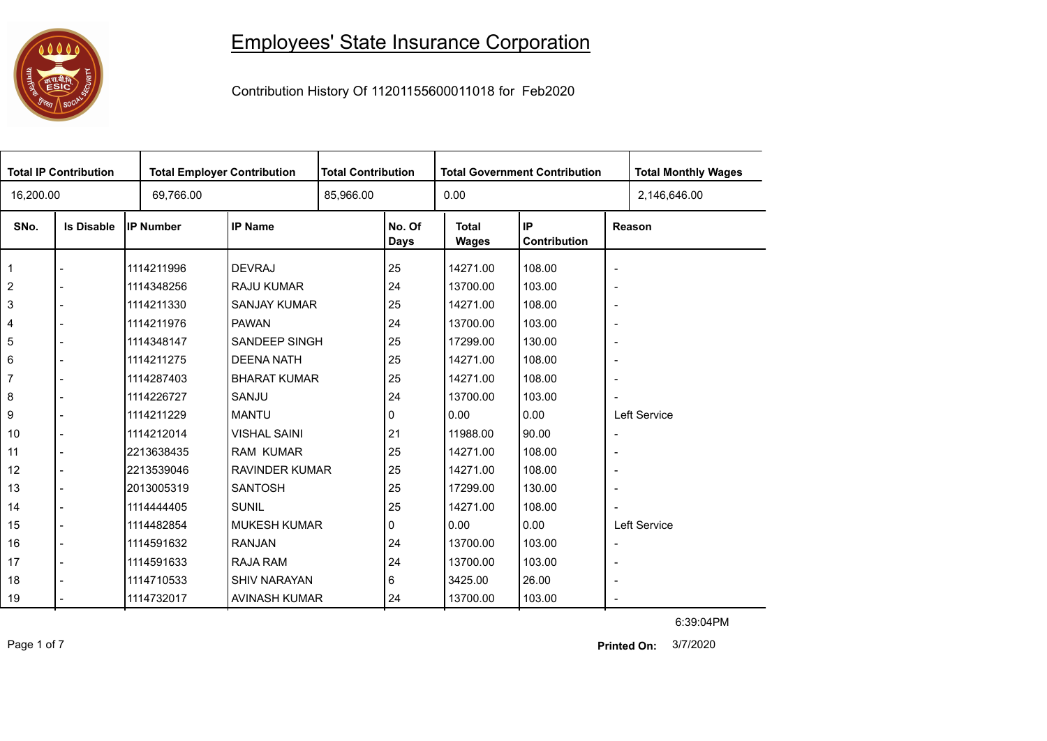# Employees' State Insurance Corporation

Contribution History Of 11201155600011018 for Feb2020

| Total IP Contribution | Total Employer Contribution | Total Contribution | Total Government Contribution | Total Monthly Wages |
|---|---|---|---|---|
| 16,200.00 | 69,766.00 | 85,966.00 | 0.00 | 2,146,646.00 |

| SNo. | Is Disable | IP Number | IP Name | No. Of Days | Total Wages | IP Contribution | Reason |
|---|---|---|---|---|---|---|---|
| 1 | - | 1114211996 | DEVRAJ | 25 | 14271.00 | 108.00 | - |
| 2 | - | 1114348256 | RAJU KUMAR | 24 | 13700.00 | 103.00 | - |
| 3 | - | 1114211330 | SANJAY KUMAR | 25 | 14271.00 | 108.00 | - |
| 4 | - | 1114211976 | PAWAN | 24 | 13700.00 | 103.00 | - |
| 5 | - | 1114348147 | SANDEEP SINGH | 25 | 17299.00 | 130.00 | - |
| 6 | - | 1114211275 | DEENA NATH | 25 | 14271.00 | 108.00 | - |
| 7 | - | 1114287403 | BHARAT KUMAR | 25 | 14271.00 | 108.00 | - |
| 8 | - | 1114226727 | SANJU | 24 | 13700.00 | 103.00 | - |
| 9 | - | 1114211229 | MANTU | 0 | 0.00 | 0.00 | Left Service |
| 10 | - | 1114212014 | VISHAL SAINI | 21 | 11988.00 | 90.00 | - |
| 11 | - | 2213638435 | RAM KUMAR | 25 | 14271.00 | 108.00 | - |
| 12 | - | 2213539046 | RAVINDER KUMAR | 25 | 14271.00 | 108.00 | - |
| 13 | - | 2013005319 | SANTOSH | 25 | 17299.00 | 130.00 | - |
| 14 | - | 1114444405 | SUNIL | 25 | 14271.00 | 108.00 | - |
| 15 | - | 1114482854 | MUKESH KUMAR | 0 | 0.00 | 0.00 | Left Service |
| 16 | - | 1114591632 | RANJAN | 24 | 13700.00 | 103.00 | - |
| 17 | - | 1114591633 | RAJA RAM | 24 | 13700.00 | 103.00 | - |
| 18 | - | 1114710533 | SHIV NARAYAN | 6 | 3425.00 | 26.00 | - |
| 19 | - | 1114732017 | AVINASH KUMAR | 24 | 13700.00 | 103.00 | - |

6:39:04PM

**Printed On:** 3/7/2020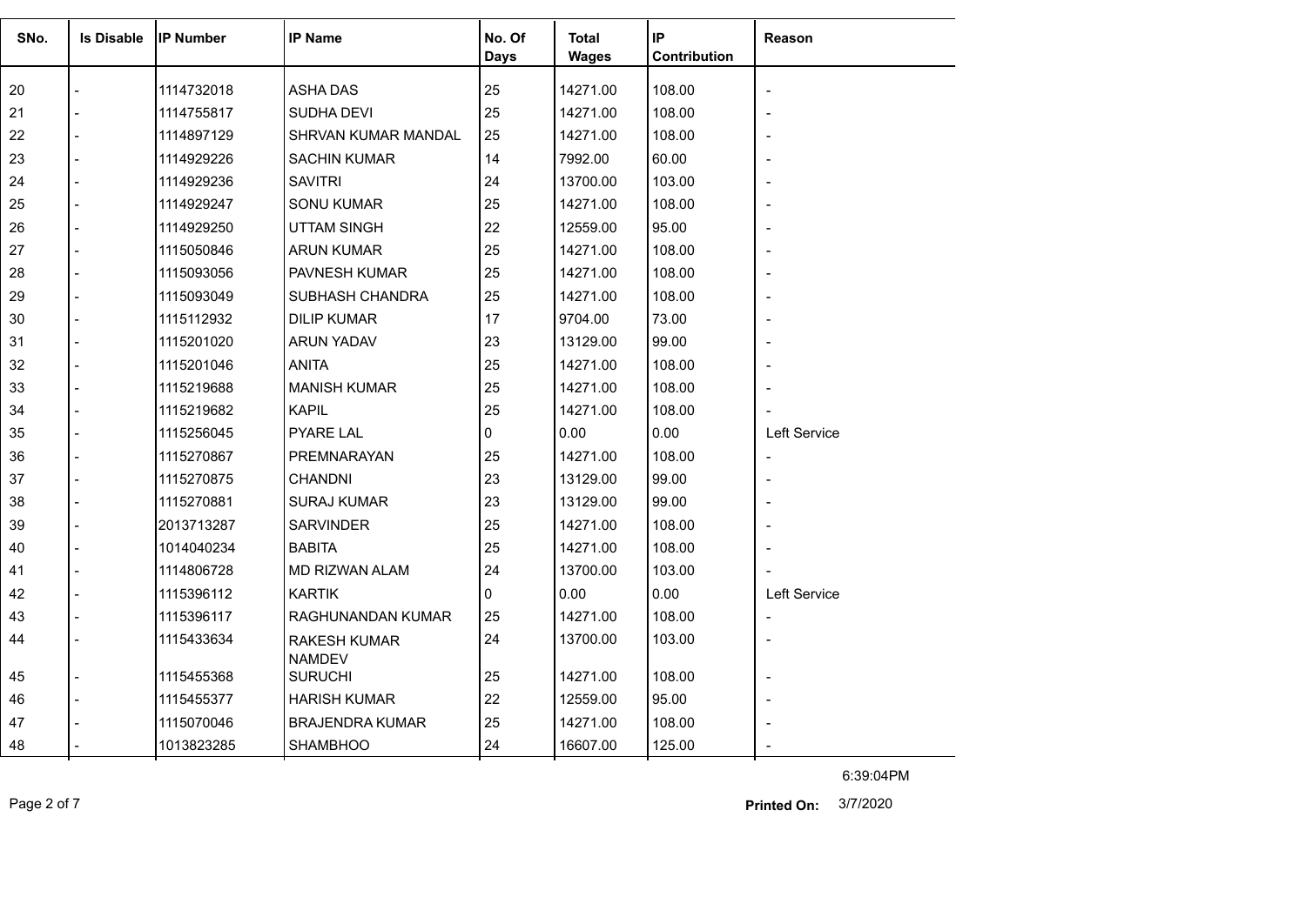| SNo. | Is Disable | IP Number | IP Name | No. Of Days | Total Wages | IP Contribution | Reason |
|---|---|---|---|---|---|---|---|
| 20 | - | 1114732018 | ASHA DAS | 25 | 14271.00 | 108.00 | - |
| 21 | - | 1114755817 | SUDHA DEVI | 25 | 14271.00 | 108.00 | - |
| 22 | - | 1114897129 | SHRVAN KUMAR MANDAL | 25 | 14271.00 | 108.00 | - |
| 23 | - | 1114929226 | SACHIN KUMAR | 14 | 7992.00 | 60.00 | - |
| 24 | - | 1114929236 | SAVITRI | 24 | 13700.00 | 103.00 | - |
| 25 | - | 1114929247 | SONU KUMAR | 25 | 14271.00 | 108.00 | - |
| 26 | - | 1114929250 | UTTAM SINGH | 22 | 12559.00 | 95.00 | - |
| 27 | - | 1115050846 | ARUN KUMAR | 25 | 14271.00 | 108.00 | - |
| 28 | - | 1115093056 | PAVNESH KUMAR | 25 | 14271.00 | 108.00 | - |
| 29 | - | 1115093049 | SUBHASH CHANDRA | 25 | 14271.00 | 108.00 | - |
| 30 | - | 1115112932 | DILIP KUMAR | 17 | 9704.00 | 73.00 | - |
| 31 | - | 1115201020 | ARUN YADAV | 23 | 13129.00 | 99.00 | - |
| 32 | - | 1115201046 | ANITA | 25 | 14271.00 | 108.00 | - |
| 33 | - | 1115219688 | MANISH KUMAR | 25 | 14271.00 | 108.00 | - |
| 34 | - | 1115219682 | KAPIL | 25 | 14271.00 | 108.00 | - |
| 35 | - | 1115256045 | PYARE LAL | 0 | 0.00 | 0.00 | Left Service |
| 36 | - | 1115270867 | PREMNARAYAN | 25 | 14271.00 | 108.00 | - |
| 37 | - | 1115270875 | CHANDNI | 23 | 13129.00 | 99.00 | - |
| 38 | - | 1115270881 | SURAJ KUMAR | 23 | 13129.00 | 99.00 | - |
| 39 | - | 2013713287 | SARVINDER | 25 | 14271.00 | 108.00 | - |
| 40 | - | 1014040234 | BABITA | 25 | 14271.00 | 108.00 | - |
| 41 | - | 1114806728 | MD RIZWAN ALAM | 24 | 13700.00 | 103.00 | - |
| 42 | - | 1115396112 | KARTIK | 0 | 0.00 | 0.00 | Left Service |
| 43 | - | 1115396117 | RAGHUNANDAN KUMAR | 25 | 14271.00 | 108.00 | - |
| 44 | - | 1115433634 | RAKESH KUMAR NAMDEV | 24 | 13700.00 | 103.00 | - |
| 45 | - | 1115455368 | SURUCHI | 25 | 14271.00 | 108.00 | - |
| 46 | - | 1115455377 | HARISH KUMAR | 22 | 12559.00 | 95.00 | - |
| 47 | - | 1115070046 | BRAJENDRA KUMAR | 25 | 14271.00 | 108.00 | - |
| 48 | - | 1013823285 | SHAMBHOO | 24 | 16607.00 | 125.00 | - |

6:39:04PM

**Printed On:** 3/7/2020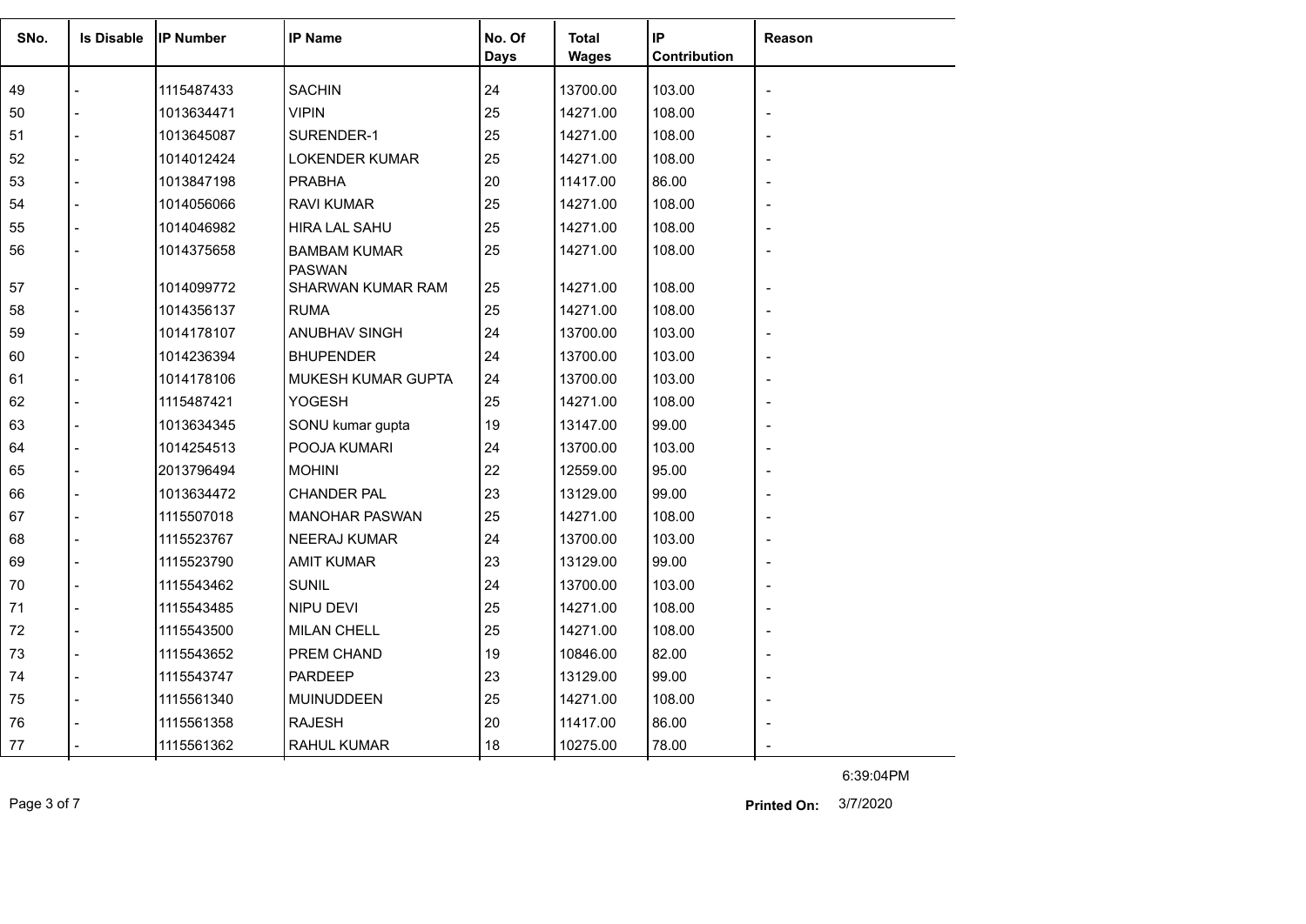| SNo. | Is Disable | IP Number | IP Name | No. Of Days | Total Wages | IP Contribution | Reason |
|---|---|---|---|---|---|---|---|
| 49 | - | 1115487433 | SACHIN | 24 | 13700.00 | 103.00 | - |
| 50 | - | 1013634471 | VIPIN | 25 | 14271.00 | 108.00 | - |
| 51 | - | 1013645087 | SURENDER-1 | 25 | 14271.00 | 108.00 | - |
| 52 | - | 1014012424 | LOKENDER KUMAR | 25 | 14271.00 | 108.00 | - |
| 53 | - | 1013847198 | PRABHA | 20 | 11417.00 | 86.00 | - |
| 54 | - | 1014056066 | RAVI KUMAR | 25 | 14271.00 | 108.00 | - |
| 55 | - | 1014046982 | HIRA LAL SAHU | 25 | 14271.00 | 108.00 | - |
| 56 | - | 1014375658 | BAMBAM KUMAR PASWAN | 25 | 14271.00 | 108.00 | - |
| 57 | - | 1014099772 | SHARWAN KUMAR RAM | 25 | 14271.00 | 108.00 | - |
| 58 | - | 1014356137 | RUMA | 25 | 14271.00 | 108.00 | - |
| 59 | - | 1014178107 | ANUBHAV SINGH | 24 | 13700.00 | 103.00 | - |
| 60 | - | 1014236394 | BHUPENDER | 24 | 13700.00 | 103.00 | - |
| 61 | - | 1014178106 | MUKESH KUMAR GUPTA | 24 | 13700.00 | 103.00 | - |
| 62 | - | 1115487421 | YOGESH | 25 | 14271.00 | 108.00 | - |
| 63 | - | 1013634345 | SONU kumar gupta | 19 | 13147.00 | 99.00 | - |
| 64 | - | 1014254513 | POOJA KUMARI | 24 | 13700.00 | 103.00 | - |
| 65 | - | 2013796494 | MOHINI | 22 | 12559.00 | 95.00 | - |
| 66 | - | 1013634472 | CHANDER PAL | 23 | 13129.00 | 99.00 | - |
| 67 | - | 1115507018 | MANOHAR PASWAN | 25 | 14271.00 | 108.00 | - |
| 68 | - | 1115523767 | NEERAJ KUMAR | 24 | 13700.00 | 103.00 | - |
| 69 | - | 1115523790 | AMIT KUMAR | 23 | 13129.00 | 99.00 | - |
| 70 | - | 1115543462 | SUNIL | 24 | 13700.00 | 103.00 | - |
| 71 | - | 1115543485 | NIPU DEVI | 25 | 14271.00 | 108.00 | - |
| 72 | - | 1115543500 | MILAN CHELL | 25 | 14271.00 | 108.00 | - |
| 73 | - | 1115543652 | PREM CHAND | 19 | 10846.00 | 82.00 | - |
| 74 | - | 1115543747 | PARDEEP | 23 | 13129.00 | 99.00 | - |
| 75 | - | 1115561340 | MUINUDDEEN | 25 | 14271.00 | 108.00 | - |
| 76 | - | 1115561358 | RAJESH | 20 | 11417.00 | 86.00 | - |
| 77 | - | 1115561362 | RAHUL KUMAR | 18 | 10275.00 | 78.00 | - |

6:39:04PM

**Printed On:** 3/7/2020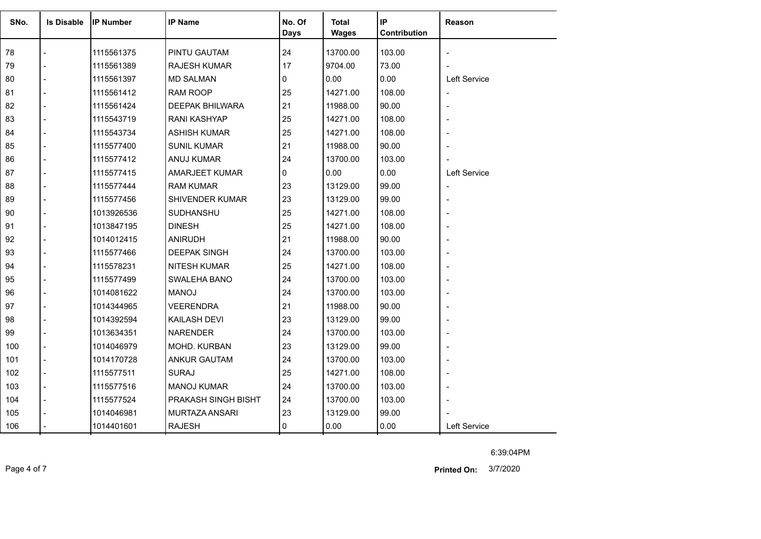| SNo. | Is Disable | IP Number | IP Name | No. Of Days | Total Wages | IP Contribution | Reason |
|---|---|---|---|---|---|---|---|
| 78 | - | 1115561375 | PINTU GAUTAM | 24 | 13700.00 | 103.00 | - |
| 79 | - | 1115561389 | RAJESH KUMAR | 17 | 9704.00 | 73.00 | - |
| 80 | - | 1115561397 | MD SALMAN | 0 | 0.00 | 0.00 | Left Service |
| 81 | - | 1115561412 | RAM ROOP | 25 | 14271.00 | 108.00 | - |
| 82 | - | 1115561424 | DEEPAK BHILWARA | 21 | 11988.00 | 90.00 | - |
| 83 | - | 1115543719 | RANI KASHYAP | 25 | 14271.00 | 108.00 | - |
| 84 | - | 1115543734 | ASHISH KUMAR | 25 | 14271.00 | 108.00 | - |
| 85 | - | 1115577400 | SUNIL KUMAR | 21 | 11988.00 | 90.00 | - |
| 86 | - | 1115577412 | ANUJ KUMAR | 24 | 13700.00 | 103.00 | - |
| 87 | - | 1115577415 | AMARJEET KUMAR | 0 | 0.00 | 0.00 | Left Service |
| 88 | - | 1115577444 | RAM KUMAR | 23 | 13129.00 | 99.00 | - |
| 89 | - | 1115577456 | SHIVENDER KUMAR | 23 | 13129.00 | 99.00 | - |
| 90 | - | 1013926536 | SUDHANSHU | 25 | 14271.00 | 108.00 | - |
| 91 | - | 1013847195 | DINESH | 25 | 14271.00 | 108.00 | - |
| 92 | - | 1014012415 | ANIRUDH | 21 | 11988.00 | 90.00 | - |
| 93 | - | 1115577466 | DEEPAK SINGH | 24 | 13700.00 | 103.00 | - |
| 94 | - | 1115578231 | NITESH KUMAR | 25 | 14271.00 | 108.00 | - |
| 95 | - | 1115577499 | SWALEHA BANO | 24 | 13700.00 | 103.00 | - |
| 96 | - | 1014081622 | MANOJ | 24 | 13700.00 | 103.00 | - |
| 97 | - | 1014344965 | VEERENDRA | 21 | 11988.00 | 90.00 | - |
| 98 | - | 1014392594 | KAILASH DEVI | 23 | 13129.00 | 99.00 | - |
| 99 | - | 1013634351 | NARENDER | 24 | 13700.00 | 103.00 | - |
| 100 | - | 1014046979 | MOHD. KURBAN | 23 | 13129.00 | 99.00 | - |
| 101 | - | 1014170728 | ANKUR GAUTAM | 24 | 13700.00 | 103.00 | - |
| 102 | - | 1115577511 | SURAJ | 25 | 14271.00 | 108.00 | - |
| 103 | - | 1115577516 | MANOJ KUMAR | 24 | 13700.00 | 103.00 | - |
| 104 | - | 1115577524 | PRAKASH SINGH BISHT | 24 | 13700.00 | 103.00 | - |
| 105 | - | 1014046981 | MURTAZA ANSARI | 23 | 13129.00 | 99.00 | - |
| 106 | - | 1014401601 | RAJESH | 0 | 0.00 | 0.00 | Left Service |

6:39:04PM

**Printed On:** 3/7/2020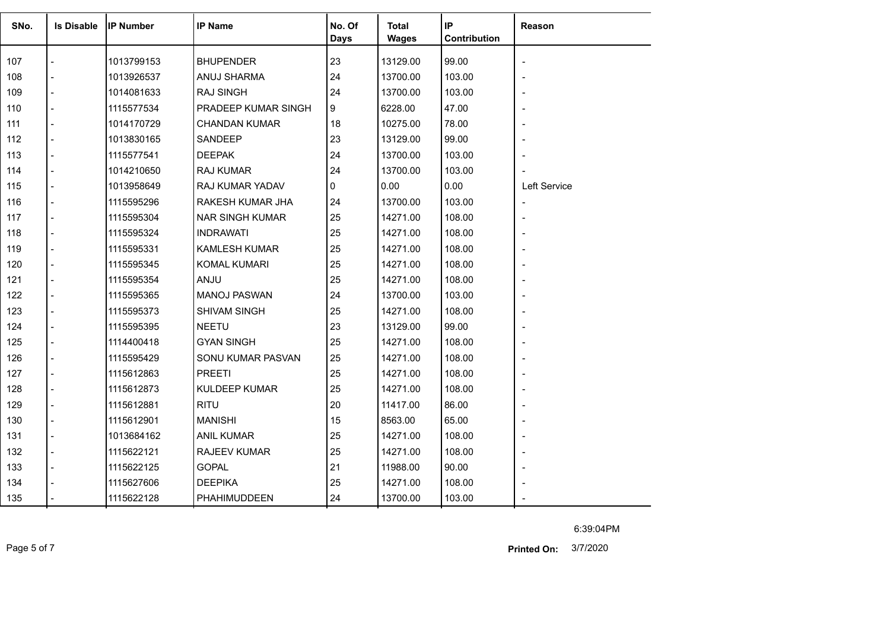| SNo. | Is Disable | IP Number | IP Name | No. Of Days | Total Wages | IP Contribution | Reason |
|---|---|---|---|---|---|---|---|
| 107 | - | 1013799153 | BHUPENDER | 23 | 13129.00 | 99.00 | - |
| 108 | - | 1013926537 | ANUJ SHARMA | 24 | 13700.00 | 103.00 | - |
| 109 | - | 1014081633 | RAJ SINGH | 24 | 13700.00 | 103.00 | - |
| 110 | - | 1115577534 | PRADEEP KUMAR SINGH | 9 | 6228.00 | 47.00 | - |
| 111 | - | 1014170729 | CHANDAN KUMAR | 18 | 10275.00 | 78.00 | - |
| 112 | - | 1013830165 | SANDEEP | 23 | 13129.00 | 99.00 | - |
| 113 | - | 1115577541 | DEEPAK | 24 | 13700.00 | 103.00 | - |
| 114 | - | 1014210650 | RAJ KUMAR | 24 | 13700.00 | 103.00 | - |
| 115 | - | 1013958649 | RAJ KUMAR YADAV | 0 | 0.00 | 0.00 | Left Service |
| 116 | - | 1115595296 | RAKESH KUMAR JHA | 24 | 13700.00 | 103.00 | - |
| 117 | - | 1115595304 | NAR SINGH KUMAR | 25 | 14271.00 | 108.00 | - |
| 118 | - | 1115595324 | INDRAWATI | 25 | 14271.00 | 108.00 | - |
| 119 | - | 1115595331 | KAMLESH KUMAR | 25 | 14271.00 | 108.00 | - |
| 120 | - | 1115595345 | KOMAL KUMARI | 25 | 14271.00 | 108.00 | - |
| 121 | - | 1115595354 | ANJU | 25 | 14271.00 | 108.00 | - |
| 122 | - | 1115595365 | MANOJ PASWAN | 24 | 13700.00 | 103.00 | - |
| 123 | - | 1115595373 | SHIVAM SINGH | 25 | 14271.00 | 108.00 | - |
| 124 | - | 1115595395 | NEETU | 23 | 13129.00 | 99.00 | - |
| 125 | - | 1114400418 | GYAN SINGH | 25 | 14271.00 | 108.00 | - |
| 126 | - | 1115595429 | SONU KUMAR PASVAN | 25 | 14271.00 | 108.00 | - |
| 127 | - | 1115612863 | PREETI | 25 | 14271.00 | 108.00 | - |
| 128 | - | 1115612873 | KULDEEP KUMAR | 25 | 14271.00 | 108.00 | - |
| 129 | - | 1115612881 | RITU | 20 | 11417.00 | 86.00 | - |
| 130 | - | 1115612901 | MANISHI | 15 | 8563.00 | 65.00 | - |
| 131 | - | 1013684162 | ANIL KUMAR | 25 | 14271.00 | 108.00 | - |
| 132 | - | 1115622121 | RAJEEV KUMAR | 25 | 14271.00 | 108.00 | - |
| 133 | - | 1115622125 | GOPAL | 21 | 11988.00 | 90.00 | - |
| 134 | - | 1115627606 | DEEPIKA | 25 | 14271.00 | 108.00 | - |
| 135 | - | 1115622128 | PHAHIMUDDEEN | 24 | 13700.00 | 103.00 | - |

6:39:04PM

**Printed On:** 3/7/2020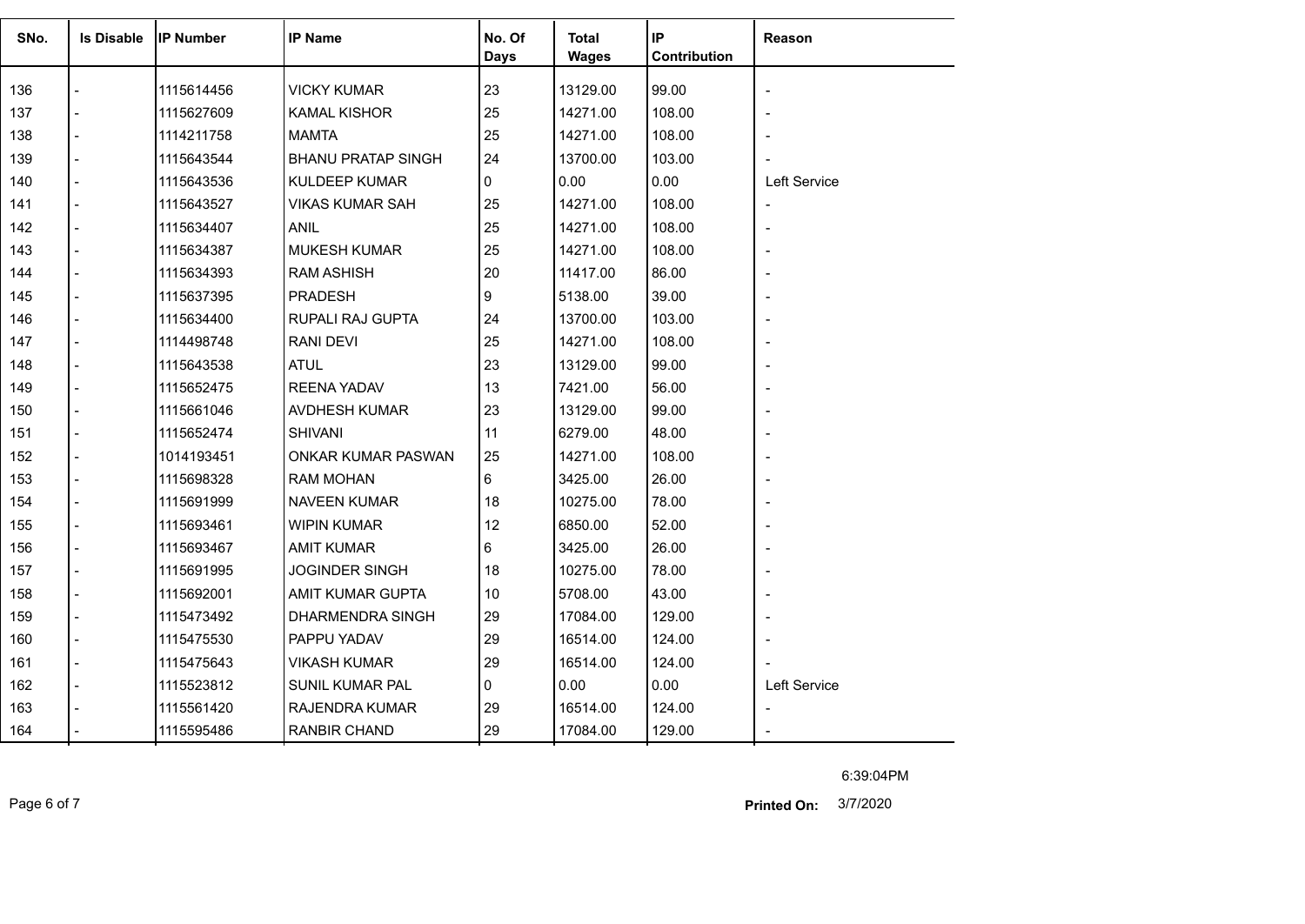| SNo. | Is Disable | IP Number | IP Name | No. Of Days | Total Wages | IP Contribution | Reason |
|---|---|---|---|---|---|---|---|
| 136 | - | 1115614456 | VICKY KUMAR | 23 | 13129.00 | 99.00 | - |
| 137 | - | 1115627609 | KAMAL KISHOR | 25 | 14271.00 | 108.00 | - |
| 138 | - | 1114211758 | MAMTA | 25 | 14271.00 | 108.00 | - |
| 139 | - | 1115643544 | BHANU PRATAP SINGH | 24 | 13700.00 | 103.00 | - |
| 140 | - | 1115643536 | KULDEEP KUMAR | 0 | 0.00 | 0.00 | Left Service |
| 141 | - | 1115643527 | VIKAS KUMAR SAH | 25 | 14271.00 | 108.00 | - |
| 142 | - | 1115634407 | ANIL | 25 | 14271.00 | 108.00 | - |
| 143 | - | 1115634387 | MUKESH KUMAR | 25 | 14271.00 | 108.00 | - |
| 144 | - | 1115634393 | RAM ASHISH | 20 | 11417.00 | 86.00 | - |
| 145 | - | 1115637395 | PRADESH | 9 | 5138.00 | 39.00 | - |
| 146 | - | 1115634400 | RUPALI RAJ GUPTA | 24 | 13700.00 | 103.00 | - |
| 147 | - | 1114498748 | RANI DEVI | 25 | 14271.00 | 108.00 | - |
| 148 | - | 1115643538 | ATUL | 23 | 13129.00 | 99.00 | - |
| 149 | - | 1115652475 | REENA YADAV | 13 | 7421.00 | 56.00 | - |
| 150 | - | 1115661046 | AVDHESH KUMAR | 23 | 13129.00 | 99.00 | - |
| 151 | - | 1115652474 | SHIVANI | 11 | 6279.00 | 48.00 | - |
| 152 | - | 1014193451 | ONKAR KUMAR PASWAN | 25 | 14271.00 | 108.00 | - |
| 153 | - | 1115698328 | RAM MOHAN | 6 | 3425.00 | 26.00 | - |
| 154 | - | 1115691999 | NAVEEN KUMAR | 18 | 10275.00 | 78.00 | - |
| 155 | - | 1115693461 | WIPIN KUMAR | 12 | 6850.00 | 52.00 | - |
| 156 | - | 1115693467 | AMIT KUMAR | 6 | 3425.00 | 26.00 | - |
| 157 | - | 1115691995 | JOGINDER SINGH | 18 | 10275.00 | 78.00 | - |
| 158 | - | 1115692001 | AMIT KUMAR GUPTA | 10 | 5708.00 | 43.00 | - |
| 159 | - | 1115473492 | DHARMENDRA SINGH | 29 | 17084.00 | 129.00 | - |
| 160 | - | 1115475530 | PAPPU YADAV | 29 | 16514.00 | 124.00 | - |
| 161 | - | 1115475643 | VIKASH KUMAR | 29 | 16514.00 | 124.00 | - |
| 162 | - | 1115523812 | SUNIL KUMAR PAL | 0 | 0.00 | 0.00 | Left Service |
| 163 | - | 1115561420 | RAJENDRA KUMAR | 29 | 16514.00 | 124.00 | - |
| 164 | - | 1115595486 | RANBIR CHAND | 29 | 17084.00 | 129.00 | - |

6:39:04PM

**Printed On:** 3/7/2020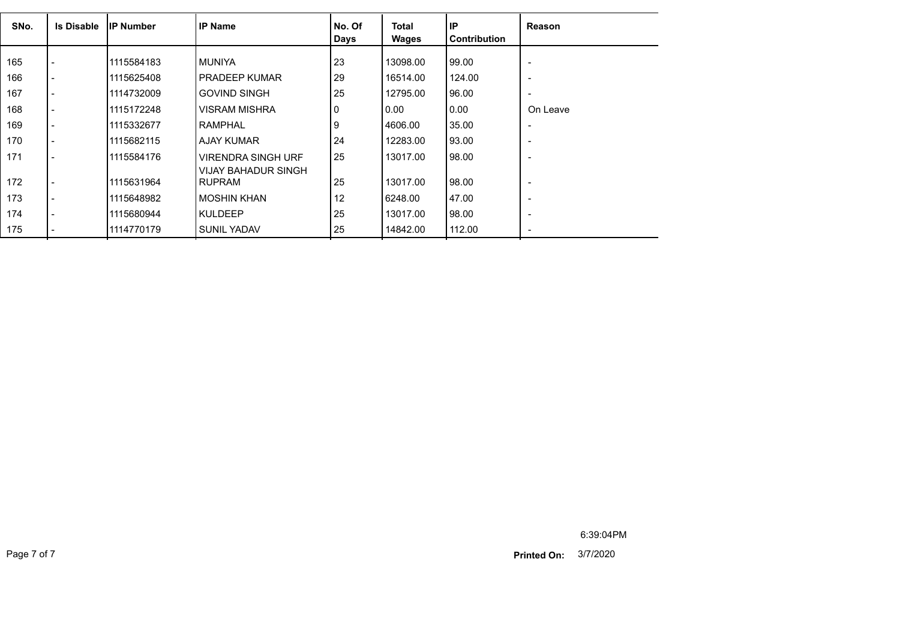| SNo. | Is Disable | IP Number | IP Name | No. Of Days | Total Wages | IP Contribution | Reason |
|---|---|---|---|---|---|---|---|
| 165 | - | 1115584183 | MUNIYA | 23 | 13098.00 | 99.00 | - |
| 166 | - | 1115625408 | PRADEEP KUMAR | 29 | 16514.00 | 124.00 | - |
| 167 | - | 1114732009 | GOVIND SINGH | 25 | 12795.00 | 96.00 | - |
| 168 | - | 1115172248 | VISRAM MISHRA | 0 | 0.00 | 0.00 | On Leave |
| 169 | - | 1115332677 | RAMPHAL | 9 | 4606.00 | 35.00 | - |
| 170 | - | 1115682115 | AJAY KUMAR | 24 | 12283.00 | 93.00 | - |
| 171 | - | 1115584176 | VIRENDRA SINGH URF | 25 | 13017.00 | 98.00 | - |
| 172 | - | 1115631964 | VIJAY BAHADUR SINGH RUPRAM | 25 | 13017.00 | 98.00 | - |
| 173 | - | 1115648982 | MOSHIN KHAN | 12 | 6248.00 | 47.00 | - |
| 174 | - | 1115680944 | KULDEEP | 25 | 13017.00 | 98.00 | - |
| 175 | - | 1114770179 | SUNIL YADAV | 25 | 14842.00 | 112.00 | - |

6:39:04PM

**Printed On:** 3/7/2020